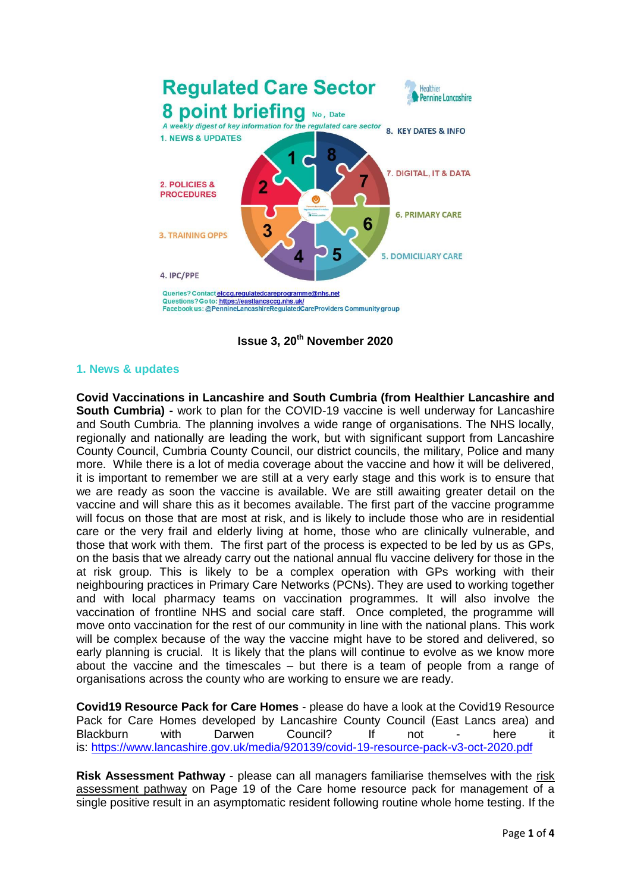# Regulated Care Sector 8 point briefing

No, Date

*A weekly digest of key information for the regulated care sector*

1. NEWS & UPDATES
2. POLICIES & PROCEDURES
3. TRAINING OPPS
4. IPC/PPE
5. DOMICILIARY CARE
6. PRIMARY CARE
7. DIGITAL, IT & DATA
8. KEY DATES & INFO

Healthier Pennine Lancashire

Queries? Contact elccg.regulatedcareprogramme@nhs.net
Questions? Go to: https://eastlancsccg.nhs.uk/
Facebook us: @PennineLancashireRegulatedCareProviders Community group

**Issue 3, 20th November 2020**

## 1. News & updates

**Covid Vaccinations in Lancashire and South Cumbria (from Healthier Lancashire and South Cumbria) -** work to plan for the COVID-19 vaccine is well underway for Lancashire and South Cumbria. The planning involves a wide range of organisations. The NHS locally, regionally and nationally are leading the work, but with significant support from Lancashire County Council, Cumbria County Council, our district councils, the military, Police and many more. While there is a lot of media coverage about the vaccine and how it will be delivered, it is important to remember we are still at a very early stage and this work is to ensure that we are ready as soon the vaccine is available. We are still awaiting greater detail on the vaccine and will share this as it becomes available. The first part of the vaccine programme will focus on those that are most at risk, and is likely to include those who are in residential care or the very frail and elderly living at home, those who are clinically vulnerable, and those that work with them. The first part of the process is expected to be led by us as GPs, on the basis that we already carry out the national annual flu vaccine delivery for those in the at risk group. This is likely to be a complex operation with GPs working with their neighbouring practices in Primary Care Networks (PCNs). They are used to working together and with local pharmacy teams on vaccination programmes. It will also involve the vaccination of frontline NHS and social care staff. Once completed, the programme will move onto vaccination for the rest of our community in line with the national plans. This work will be complex because of the way the vaccine might have to be stored and delivered, so early planning is crucial. It is likely that the plans will continue to evolve as we know more about the vaccine and the timescales – but there is a team of people from a range of organisations across the county who are working to ensure we are ready.

**Covid19 Resource Pack for Care Homes** - please do have a look at the Covid19 Resource Pack for Care Homes developed by Lancashire County Council (East Lancs area) and Blackburn with Darwen Council? If not - here it is: https://www.lancashire.gov.uk/media/920139/covid-19-resource-pack-v3-oct-2020.pdf

**Risk Assessment Pathway** - please can all managers familiarise themselves with the risk assessment pathway on Page 19 of the Care home resource pack for management of a single positive result in an asymptomatic resident following routine whole home testing. If the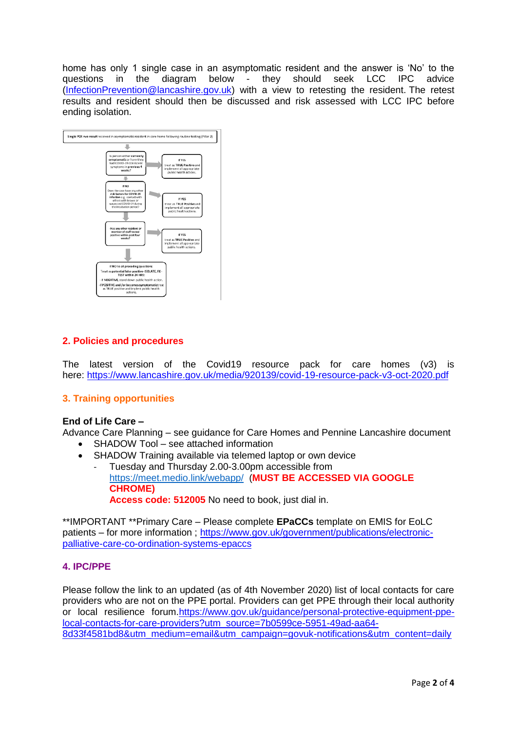home has only 1 single case in an asymptomatic resident and the answer is 'No' to the questions in the diagram below - they should seek LCC IPC advice (InfectionPrevention@lancashire.gov.uk) with a view to retesting the resident. The retest results and resident should then be discussed and risk assessed with LCC IPC before ending isolation.

**Single PCR +ve result** received in asymptomatic resident in care home following routine testing (Pillar 2)

- Is person either **currently symptomatic** or have they had COVID-19 consistent symptoms in **previous 4 weeks?**
  - If YES: treat as **TRUE Positive** and implement all appropriate public health actions.
- If NO: Does the case have any other **risk factors for COVID-19 infection** e.g. contact with others with known or suspected COVID-19 during the incubation period?
  - If YES: treat as **TRUE Positive** and implement all appropriate public health actions.
- Has any other resident or member of staff tested positive within past four weeks?
  - If YES: treat as **TRUE Positive** and implement all appropriate public health actions.
- **If NO to all preceding questions**
  Treat as **potential false positive- ISOLATE, RE-TEST within 24 HRS:**
  - If **NEGATIVE**, stand down public health action.
  - If **POSITIVE and /or becomes symptomatic** treat as TRUE positive and implement public health actions.

## 2. Policies and procedures

The latest version of the Covid19 resource pack for care homes (v3) is here: https://www.lancashire.gov.uk/media/920139/covid-19-resource-pack-v3-oct-2020.pdf

## 3. Training opportunities

**End of Life Care –**
Advance Care Planning – see guidance for Care Homes and Pennine Lancashire document

- SHADOW Tool – see attached information
- SHADOW Training available via telemed laptop or own device
  - Tuesday and Thursday 2.00-3.00pm accessible from https://meet.medio.link/webapp/ **(MUST BE ACCESSED VIA GOOGLE CHROME)**
    **Access code: 512005** No need to book, just dial in.

**IMPORTANT **Primary Care – Please complete **EPaCCs** template on EMIS for EoLC patients – for more information ; https://www.gov.uk/government/publications/electronic-palliative-care-co-ordination-systems-epaccs

## 4. IPC/PPE

Please follow the link to an updated (as of 4th November 2020) list of local contacts for care providers who are not on the PPE portal. Providers can get PPE through their local authority or local resilience forum.https://www.gov.uk/guidance/personal-protective-equipment-ppe-local-contacts-for-care-providers?utm_source=7b0599ce-5951-49ad-aa64-8d33f4581bd8&utm_medium=email&utm_campaign=govuk-notifications&utm_content=daily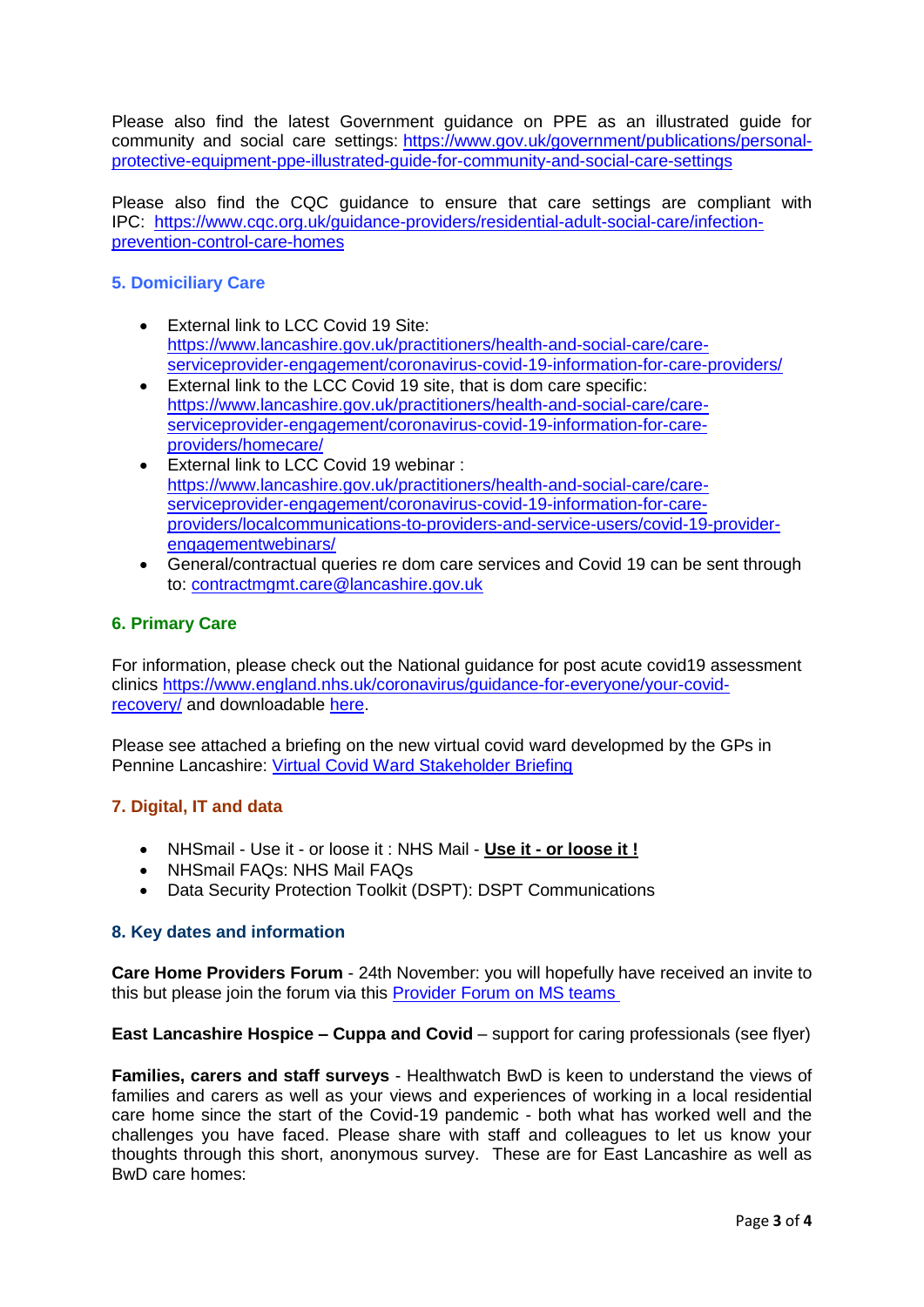Please also find the latest Government guidance on PPE as an illustrated guide for community and social care settings: [https://www.gov.uk/government/publications/personal-protective-equipment-ppe-illustrated-guide-for-community-and-social-care-settings](https://www.gov.uk/government/publications/personal-protective-equipment-ppe-illustrated-guide-for-community-and-social-care-settings)

Please also find the CQC guidance to ensure that care settings are compliant with IPC: [https://www.cqc.org.uk/guidance-providers/residential-adult-social-care/infection-prevention-control-care-homes](https://www.cqc.org.uk/guidance-providers/residential-adult-social-care/infection-prevention-control-care-homes)

### 5. Domiciliary Care

- External link to LCC Covid 19 Site: [https://www.lancashire.gov.uk/practitioners/health-and-social-care/care-serviceprovider-engagement/coronavirus-covid-19-information-for-care-providers/](https://www.lancashire.gov.uk/practitioners/health-and-social-care/care-serviceprovider-engagement/coronavirus-covid-19-information-for-care-providers/)
- External link to the LCC Covid 19 site, that is dom care specific: [https://www.lancashire.gov.uk/practitioners/health-and-social-care/care-serviceprovider-engagement/coronavirus-covid-19-information-for-care-providers/homecare/](https://www.lancashire.gov.uk/practitioners/health-and-social-care/care-serviceprovider-engagement/coronavirus-covid-19-information-for-care-providers/homecare/)
- External link to LCC Covid 19 webinar : [https://www.lancashire.gov.uk/practitioners/health-and-social-care/care-serviceprovider-engagement/coronavirus-covid-19-information-for-care-providers/localcommunications-to-providers-and-service-users/covid-19-provider-engagementwebinars/](https://www.lancashire.gov.uk/practitioners/health-and-social-care/care-serviceprovider-engagement/coronavirus-covid-19-information-for-care-providers/localcommunications-to-providers-and-service-users/covid-19-provider-engagementwebinars/)
- General/contractual queries re dom care services and Covid 19 can be sent through to: [contractmgmt.care@lancashire.gov.uk](mailto:contractmgmt.care@lancashire.gov.uk)

### 6. Primary Care

For information, please check out the National guidance for post acute covid19 assessment clinics [https://www.england.nhs.uk/coronavirus/guidance-for-everyone/your-covid-recovery/](https://www.england.nhs.uk/coronavirus/guidance-for-everyone/your-covid-recovery/) and downloadable here.

Please see attached a briefing on the new virtual covid ward developmed by the GPs in Pennine Lancashire: Virtual Covid Ward Stakeholder Briefing

### 7. Digital, IT and data

- NHSmail - Use it - or loose it : NHS Mail - **Use it - or loose it !**
- NHSmail FAQs: NHS Mail FAQs
- Data Security Protection Toolkit (DSPT): DSPT Communications

### 8. Key dates and information

**Care Home Providers Forum** - 24th November: you will hopefully have received an invite to this but please join the forum via this Provider Forum on MS teams

**East Lancashire Hospice – Cuppa and Covid** – support for caring professionals (see flyer)

**Families, carers and staff surveys** - Healthwatch BwD is keen to understand the views of families and carers as well as your views and experiences of working in a local residential care home since the start of the Covid-19 pandemic - both what has worked well and the challenges you have faced. Please share with staff and colleagues to let us know your thoughts through this short, anonymous survey. These are for East Lancashire as well as BwD care homes: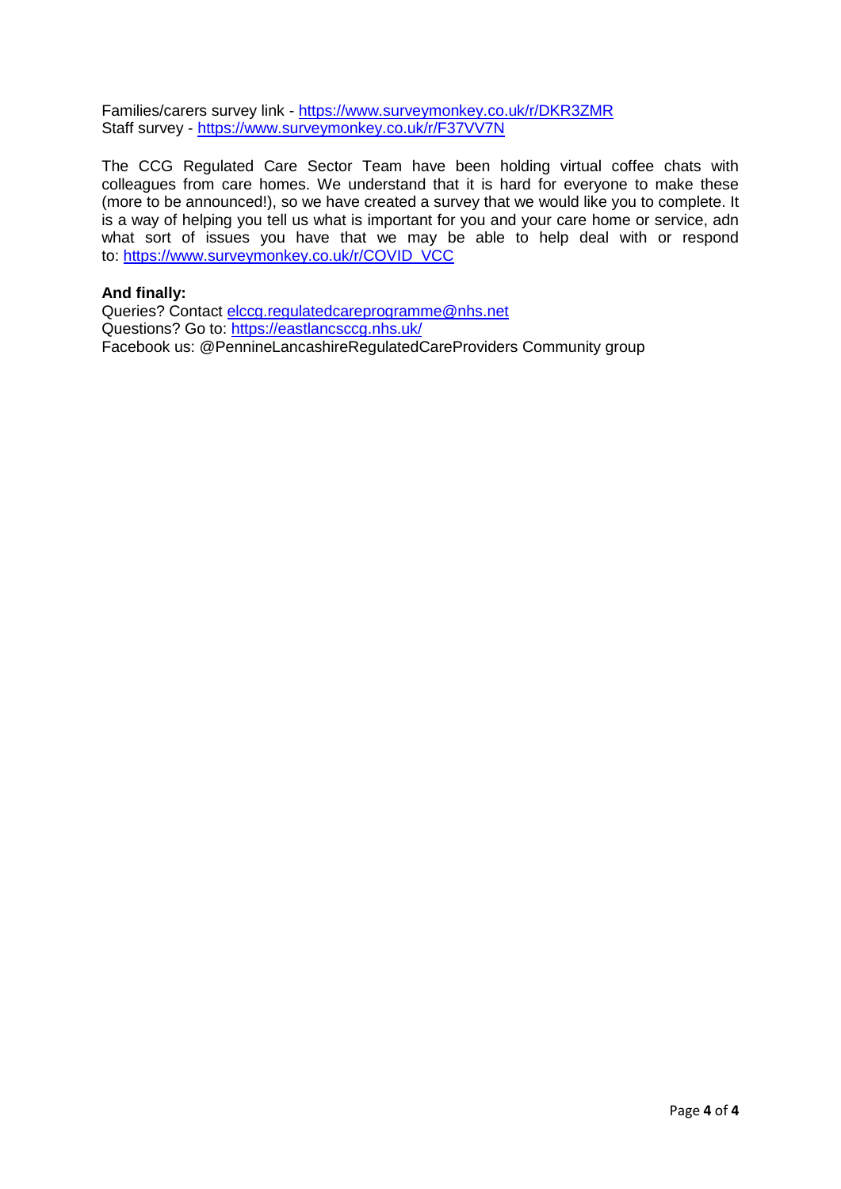Families/carers survey link - https://www.surveymonkey.co.uk/r/DKR3ZMR
Staff survey - https://www.surveymonkey.co.uk/r/F37VV7N

The CCG Regulated Care Sector Team have been holding virtual coffee chats with colleagues from care homes. We understand that it is hard for everyone to make these (more to be announced!), so we have created a survey that we would like you to complete. It is a way of helping you tell us what is important for you and your care home or service, adn what sort of issues you have that we may be able to help deal with or respond to: https://www.surveymonkey.co.uk/r/COVID_VCC

**And finally:**
Queries? Contact elccg.regulatedcareprogramme@nhs.net
Questions? Go to: https://eastlancsccg.nhs.uk/
Facebook us: @PennineLancashireRegulatedCareProviders Community group